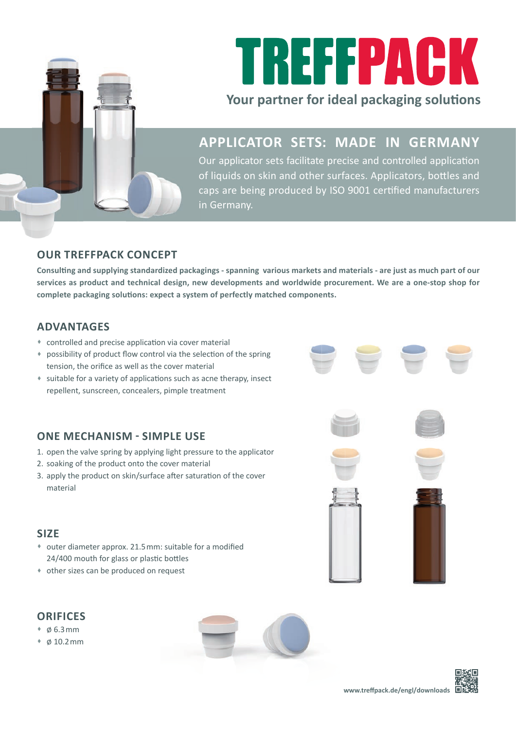# TREFFPACK

**Your partner for ideal packaging solutions**

## APPLICATOR SETS: MADE IN GERMANY

Our applicator sets facilitate precise and controlled application of liquids on skin and other surfaces. Applicators, bottles and caps are being produced by ISO 9001 certified manufacturers in Germany.

## OUR TREFFPACK CONCEPT

**Consulting and supplying standardized packagings - spanning various markets and materials - are just as much part of our services as product and technical design, new developments and worldwide procurement. We are a one-stop shop for complete packaging solutions: expect a system of perfectly matched components.**

## ADVANTAGES

- controlled and precise application via cover material
- possibility of product flow control via the selection of the spring tension, the orifice as well as the cover material
- suitable for a variety of applications such as acne therapy, insect repellent, sunscreen, concealers, pimple treatment

## ONE MECHANISM - SIMPLE USE

1. open the valve spring by applying light pressure to the applicator
2. soaking of the product onto the cover material
3. apply the product on skin/surface after saturation of the cover material

## SIZE

- outer diameter approx. 21.5 mm: suitable for a modified 24/400 mouth for glass or plastic bottles
- other sizes can be produced on request

## ORIFICES

- ø 6.3 mm
- ø 10.2 mm

www.treffpack.de/engl/downloads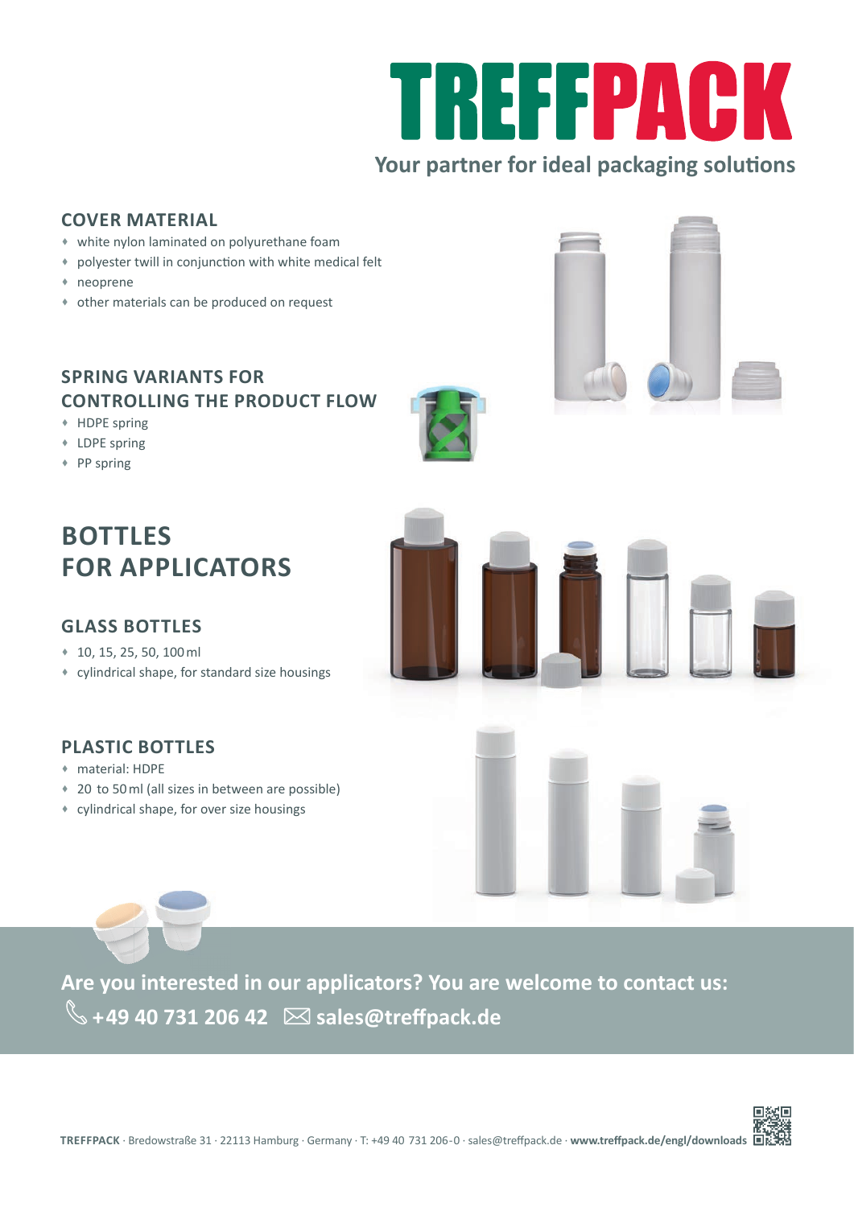# TREFFPACK

Your partner for ideal packaging solutions

## COVER MATERIAL

- white nylon laminated on polyurethane foam
- polyester twill in conjunction with white medical felt
- neoprene
- other materials can be produced on request

## SPRING VARIANTS FOR CONTROLLING THE PRODUCT FLOW

- HDPE spring
- LDPE spring
- PP spring

# BOTTLES FOR APPLICATORS

## GLASS BOTTLES

- 10, 15, 25, 50, 100 ml
- cylindrical shape, for standard size housings

## PLASTIC BOTTLES

- material: HDPE
- 20 to 50 ml (all sizes in between are possible)
- cylindrical shape, for over size housings

**Are you interested in our applicators? You are welcome to contact us:**

**+49 40 731 206 42 sales@treffpack.de**

**TREFFPACK** · Bredowstraße 31 · 22113 Hamburg · Germany · T: +49 40 731 206-0 · sales@treffpack.de · **www.treffpack.de/engl/downloads**